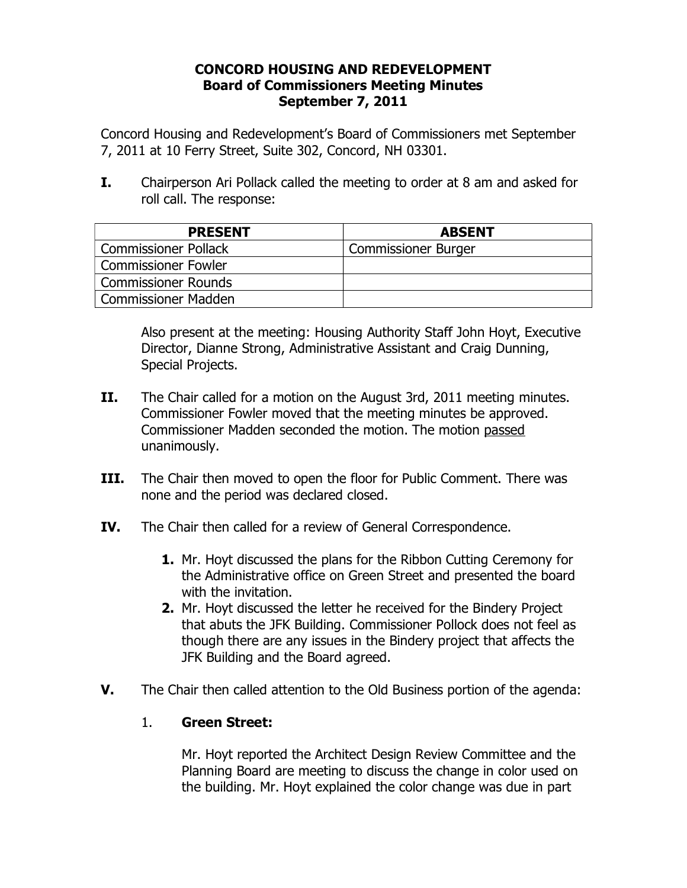# CONCORD HOUSING AND REDEVELOPMENT
## Board of Commissioners Meeting Minutes
## September 7, 2011

Concord Housing and Redevelopment's Board of Commissioners met September 7, 2011 at 10 Ferry Street, Suite 302, Concord, NH 03301.

**I.** Chairperson Ari Pollack called the meeting to order at 8 am and asked for roll call. The response:

| PRESENT | ABSENT |
|---|---|
| Commissioner Pollack | Commissioner Burger |
| Commissioner Fowler | |
| Commissioner Rounds | |
| Commissioner Madden | |

Also present at the meeting: Housing Authority Staff John Hoyt, Executive Director, Dianne Strong, Administrative Assistant and Craig Dunning, Special Projects.

**II.** The Chair called for a motion on the August 3rd, 2011 meeting minutes. Commissioner Fowler moved that the meeting minutes be approved. Commissioner Madden seconded the motion. The motion passed unanimously.

**III.** The Chair then moved to open the floor for Public Comment. There was none and the period was declared closed.

**IV.** The Chair then called for a review of General Correspondence.

1. Mr. Hoyt discussed the plans for the Ribbon Cutting Ceremony for the Administrative office on Green Street and presented the board with the invitation.
2. Mr. Hoyt discussed the letter he received for the Bindery Project that abuts the JFK Building. Commissioner Pollock does not feel as though there are any issues in the Bindery project that affects the JFK Building and the Board agreed.

**V.** The Chair then called attention to the Old Business portion of the agenda:

1. **Green Street:**

   Mr. Hoyt reported the Architect Design Review Committee and the Planning Board are meeting to discuss the change in color used on the building. Mr. Hoyt explained the color change was due in part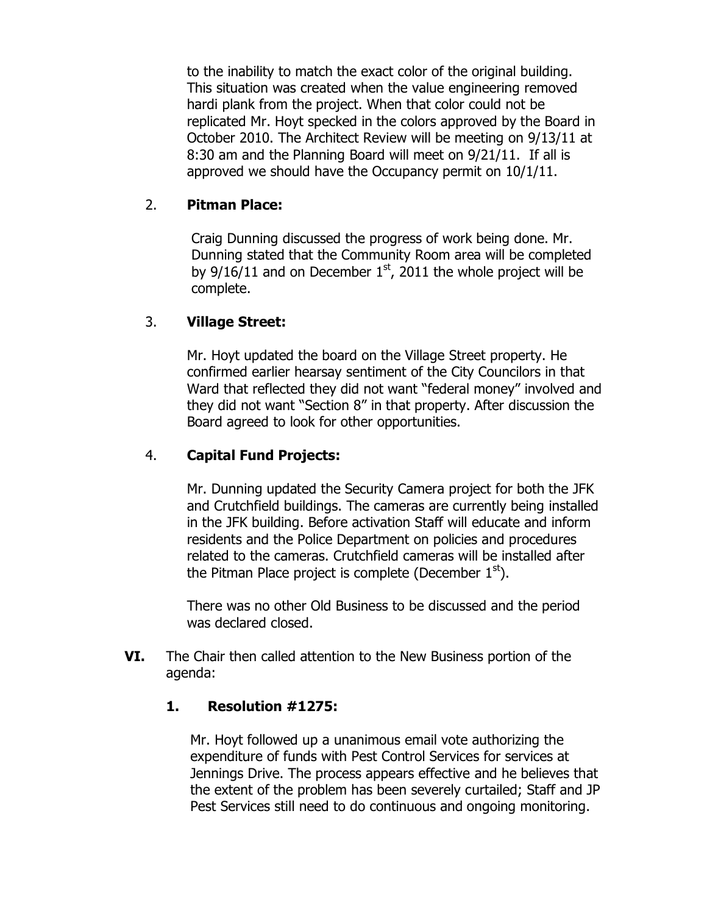to the inability to match the exact color of the original building. This situation was created when the value engineering removed hardi plank from the project. When that color could not be replicated Mr. Hoyt specked in the colors approved by the Board in October 2010. The Architect Review will be meeting on 9/13/11 at 8:30 am and the Planning Board will meet on 9/21/11. If all is approved we should have the Occupancy permit on 10/1/11.

2. **Pitman Place:**

   Craig Dunning discussed the progress of work being done. Mr. Dunning stated that the Community Room area will be completed by 9/16/11 and on December 1st, 2011 the whole project will be complete.

3. **Village Street:**

   Mr. Hoyt updated the board on the Village Street property. He confirmed earlier hearsay sentiment of the City Councilors in that Ward that reflected they did not want "federal money" involved and they did not want "Section 8" in that property. After discussion the Board agreed to look for other opportunities.

4. **Capital Fund Projects:**

   Mr. Dunning updated the Security Camera project for both the JFK and Crutchfield buildings. The cameras are currently being installed in the JFK building. Before activation Staff will educate and inform residents and the Police Department on policies and procedures related to the cameras. Crutchfield cameras will be installed after the Pitman Place project is complete (December 1st).

   There was no other Old Business to be discussed and the period was declared closed.

**VI.** The Chair then called attention to the New Business portion of the agenda:

1. **Resolution #1275:**

   Mr. Hoyt followed up a unanimous email vote authorizing the expenditure of funds with Pest Control Services for services at Jennings Drive. The process appears effective and he believes that the extent of the problem has been severely curtailed; Staff and JP Pest Services still need to do continuous and ongoing monitoring.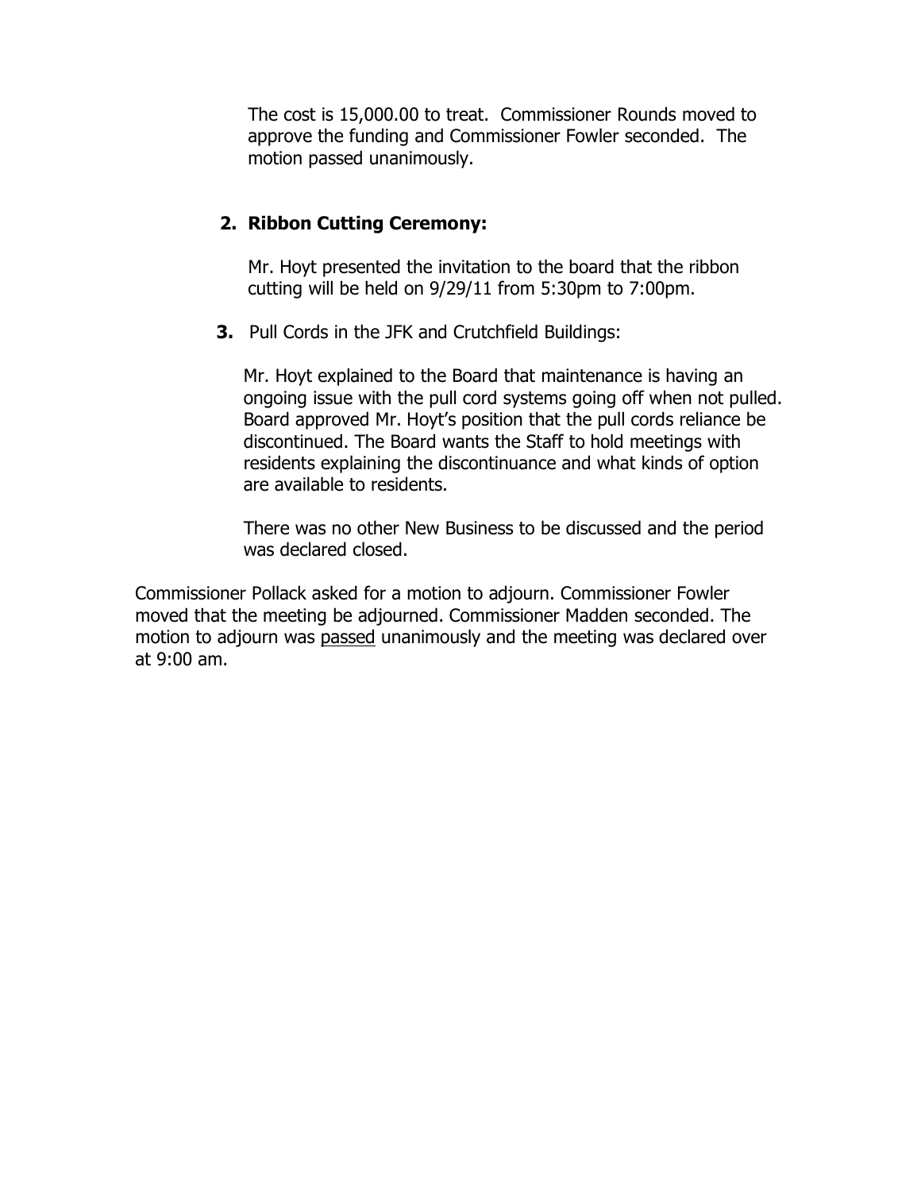The cost is 15,000.00 to treat. Commissioner Rounds moved to approve the funding and Commissioner Fowler seconded. The motion passed unanimously.

2. **Ribbon Cutting Ceremony:**

   Mr. Hoyt presented the invitation to the board that the ribbon cutting will be held on 9/29/11 from 5:30pm to 7:00pm.

3. Pull Cords in the JFK and Crutchfield Buildings:

   Mr. Hoyt explained to the Board that maintenance is having an ongoing issue with the pull cord systems going off when not pulled. Board approved Mr. Hoyt's position that the pull cords reliance be discontinued. The Board wants the Staff to hold meetings with residents explaining the discontinuance and what kinds of option are available to residents.

   There was no other New Business to be discussed and the period was declared closed.

Commissioner Pollack asked for a motion to adjourn. Commissioner Fowler moved that the meeting be adjourned. Commissioner Madden seconded. The motion to adjourn was <u>passed</u> unanimously and the meeting was declared over at 9:00 am.